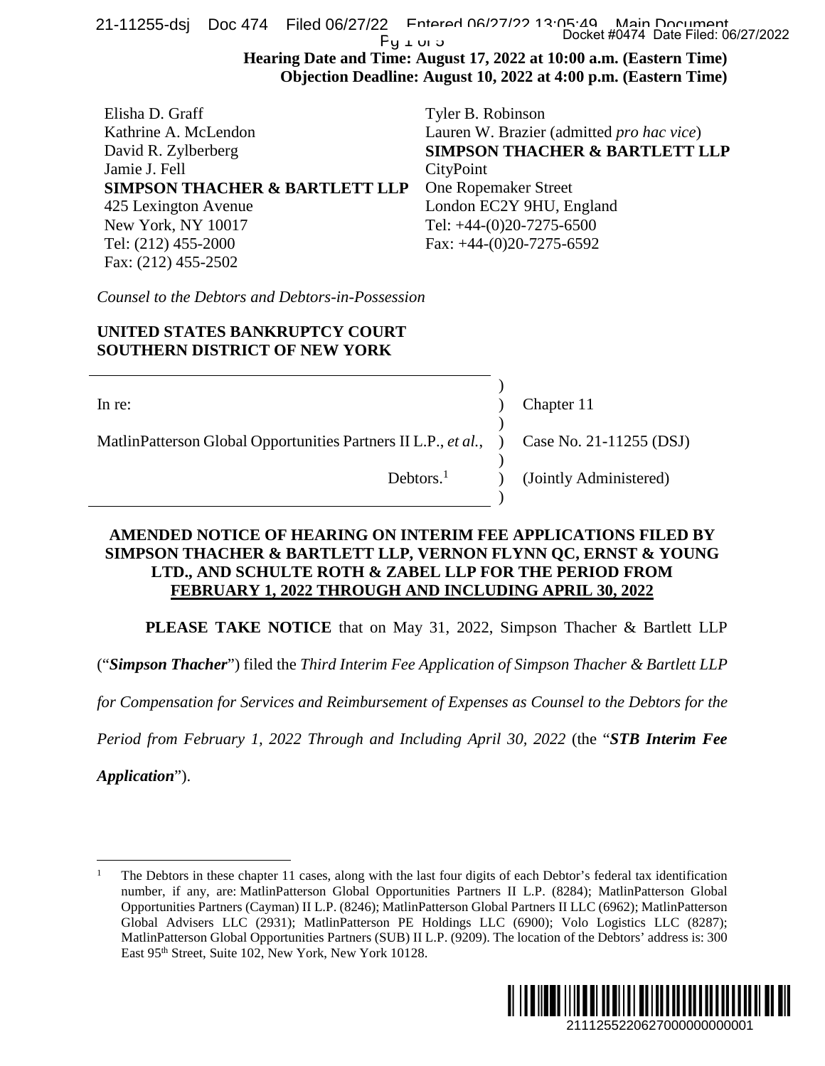**Hearing Date and Time: August 17, 2022 at 10:00 a.m. (Eastern Time)**
**Objection Deadline: August 10, 2022 at 4:00 p.m. (Eastern Time)**

Elisha D. Graff
Kathrine A. McLendon
David R. Zylberberg
Jamie J. Fell
**SIMPSON THACHER & BARTLETT LLP**
425 Lexington Avenue
New York, NY 10017
Tel: (212) 455-2000
Fax: (212) 455-2502

Tyler B. Robinson
Lauren W. Brazier (admitted *pro hac vice*)
**SIMPSON THACHER & BARTLETT LLP**
CityPoint
One Ropemaker Street
London EC2Y 9HU, England
Tel: +44-(0)20-7275-6500
Fax: +44-(0)20-7275-6592

*Counsel to the Debtors and Debtors-in-Possession*

**UNITED STATES BANKRUPTCY COURT**
**SOUTHERN DISTRICT OF NEW YORK**

| | |
|---|---|
| In re: | Chapter 11 |
| MatlinPatterson Global Opportunities Partners II L.P., *et al.*, | Case No. 21-11255 (DSJ) |
| Debtors.[1] | (Jointly Administered) |

**AMENDED NOTICE OF HEARING ON INTERIM FEE APPLICATIONS FILED BY SIMPSON THACHER & BARTLETT LLP, VERNON FLYNN QC, ERNST & YOUNG LTD., AND SCHULTE ROTH & ZABEL LLP FOR THE PERIOD FROM FEBRUARY 1, 2022 THROUGH AND INCLUDING APRIL 30, 2022**

**PLEASE TAKE NOTICE** that on May 31, 2022, Simpson Thacher & Bartlett LLP (“***Simpson Thacher***”) filed the *Third Interim Fee Application of Simpson Thacher & Bartlett LLP for Compensation for Services and Reimbursement of Expenses as Counsel to the Debtors for the Period from February 1, 2022 Through and Including April 30, 2022* (the “***STB Interim Fee Application***”).

[1] The Debtors in these chapter 11 cases, along with the last four digits of each Debtor’s federal tax identification number, if any, are: MatlinPatterson Global Opportunities Partners II L.P. (8284); MatlinPatterson Global Opportunities Partners (Cayman) II L.P. (8246); MatlinPatterson Global Partners II LLC (6962); MatlinPatterson Global Advisers LLC (2931); MatlinPatterson PE Holdings LLC (6900); Volo Logistics LLC (8287); MatlinPatterson Global Opportunities Partners (SUB) II L.P. (9209). The location of the Debtors’ address is: 300 East 95th Street, Suite 102, New York, New York 10128.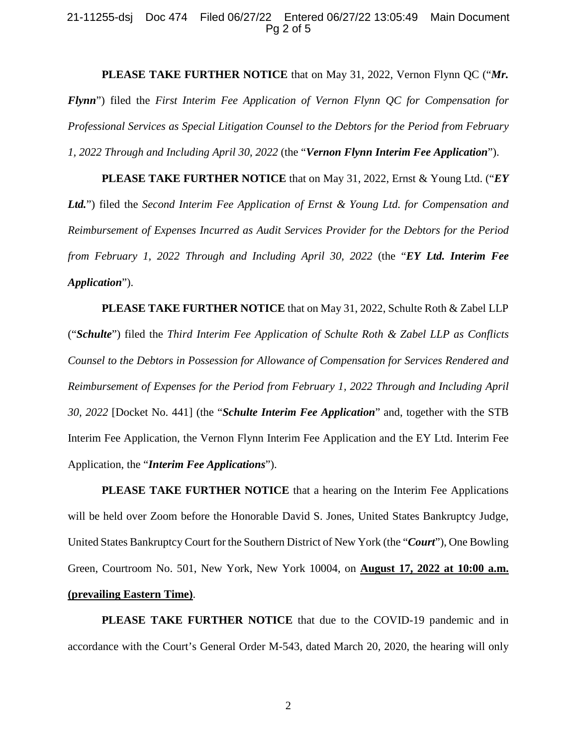**PLEASE TAKE FURTHER NOTICE** that on May 31, 2022, Vernon Flynn QC ("***Mr. Flynn***") filed the *First Interim Fee Application of Vernon Flynn QC for Compensation for Professional Services as Special Litigation Counsel to the Debtors for the Period from February 1, 2022 Through and Including April 30, 2022* (the "***Vernon Flynn Interim Fee Application***").

**PLEASE TAKE FURTHER NOTICE** that on May 31, 2022, Ernst & Young Ltd. ("***EY Ltd.***") filed the *Second Interim Fee Application of Ernst & Young Ltd. for Compensation and Reimbursement of Expenses Incurred as Audit Services Provider for the Debtors for the Period from February 1, 2022 Through and Including April 30, 2022* (the "***EY Ltd. Interim Fee Application***").

**PLEASE TAKE FURTHER NOTICE** that on May 31, 2022, Schulte Roth & Zabel LLP ("***Schulte***") filed the *Third Interim Fee Application of Schulte Roth & Zabel LLP as Conflicts Counsel to the Debtors in Possession for Allowance of Compensation for Services Rendered and Reimbursement of Expenses for the Period from February 1, 2022 Through and Including April 30, 2022* [Docket No. 441] (the "***Schulte Interim Fee Application***" and, together with the STB Interim Fee Application, the Vernon Flynn Interim Fee Application and the EY Ltd. Interim Fee Application, the "***Interim Fee Applications***").

**PLEASE TAKE FURTHER NOTICE** that a hearing on the Interim Fee Applications will be held over Zoom before the Honorable David S. Jones, United States Bankruptcy Judge, United States Bankruptcy Court for the Southern District of New York (the "***Court***"), One Bowling Green, Courtroom No. 501, New York, New York 10004, on **August 17, 2022 at 10:00 a.m. (prevailing Eastern Time)**.

**PLEASE TAKE FURTHER NOTICE** that due to the COVID-19 pandemic and in accordance with the Court's General Order M-543, dated March 20, 2020, the hearing will only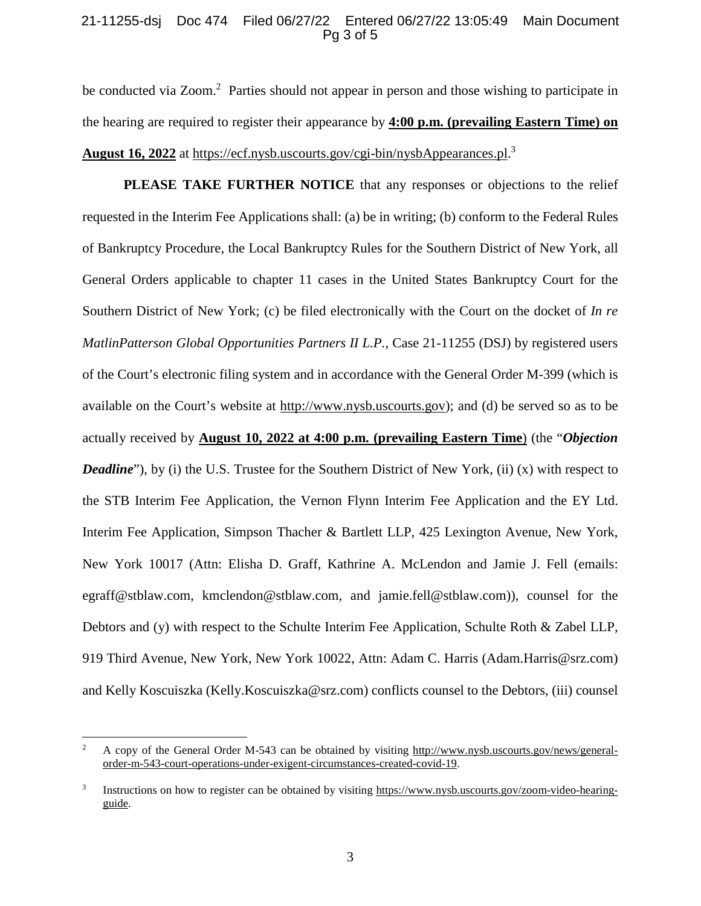be conducted via Zoom.[2] Parties should not appear in person and those wishing to participate in the hearing are required to register their appearance by **4:00 p.m. (prevailing Eastern Time) on August 16, 2022** at https://ecf.nysb.uscourts.gov/cgi-bin/nysbAppearances.pl.[3]

**PLEASE TAKE FURTHER NOTICE** that any responses or objections to the relief requested in the Interim Fee Applications shall: (a) be in writing; (b) conform to the Federal Rules of Bankruptcy Procedure, the Local Bankruptcy Rules for the Southern District of New York, all General Orders applicable to chapter 11 cases in the United States Bankruptcy Court for the Southern District of New York; (c) be filed electronically with the Court on the docket of *In re MatlinPatterson Global Opportunities Partners II L.P.*, Case 21-11255 (DSJ) by registered users of the Court's electronic filing system and in accordance with the General Order M-399 (which is available on the Court's website at http://www.nysb.uscourts.gov); and (d) be served so as to be actually received by **August 10, 2022 at 4:00 p.m. (prevailing Eastern Time**) (the "***Objection Deadline***"), by (i) the U.S. Trustee for the Southern District of New York, (ii) (x) with respect to the STB Interim Fee Application, the Vernon Flynn Interim Fee Application and the EY Ltd. Interim Fee Application, Simpson Thacher & Bartlett LLP, 425 Lexington Avenue, New York, New York 10017 (Attn: Elisha D. Graff, Kathrine A. McLendon and Jamie J. Fell (emails: egraff@stblaw.com, kmclendon@stblaw.com, and jamie.fell@stblaw.com)), counsel for the Debtors and (y) with respect to the Schulte Interim Fee Application, Schulte Roth & Zabel LLP, 919 Third Avenue, New York, New York 10022, Attn: Adam C. Harris (Adam.Harris@srz.com) and Kelly Koscuiszka (Kelly.Koscuiszka@srz.com) conflicts counsel to the Debtors, (iii) counsel

---

[2] A copy of the General Order M-543 can be obtained by visiting http://www.nysb.uscourts.gov/news/general-order-m-543-court-operations-under-exigent-circumstances-created-covid-19.

[3] Instructions on how to register can be obtained by visiting https://www.nysb.uscourts.gov/zoom-video-hearing-guide.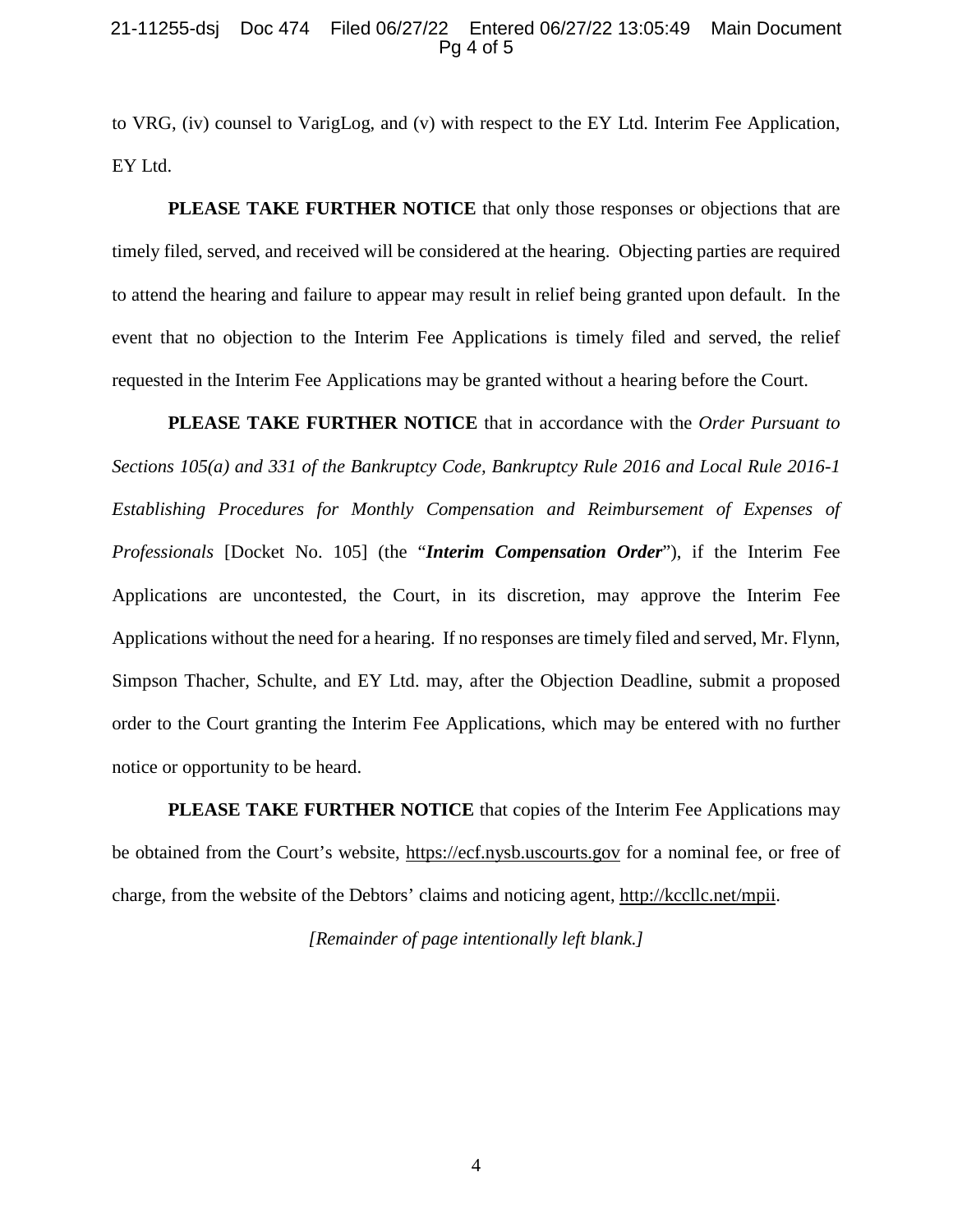to VRG, (iv) counsel to VarigLog, and (v) with respect to the EY Ltd. Interim Fee Application, EY Ltd.

**PLEASE TAKE FURTHER NOTICE** that only those responses or objections that are timely filed, served, and received will be considered at the hearing. Objecting parties are required to attend the hearing and failure to appear may result in relief being granted upon default. In the event that no objection to the Interim Fee Applications is timely filed and served, the relief requested in the Interim Fee Applications may be granted without a hearing before the Court.

**PLEASE TAKE FURTHER NOTICE** that in accordance with the *Order Pursuant to Sections 105(a) and 331 of the Bankruptcy Code, Bankruptcy Rule 2016 and Local Rule 2016-1 Establishing Procedures for Monthly Compensation and Reimbursement of Expenses of Professionals* [Docket No. 105] (the "***Interim Compensation Order***"), if the Interim Fee Applications are uncontested, the Court, in its discretion, may approve the Interim Fee Applications without the need for a hearing. If no responses are timely filed and served, Mr. Flynn, Simpson Thacher, Schulte, and EY Ltd. may, after the Objection Deadline, submit a proposed order to the Court granting the Interim Fee Applications, which may be entered with no further notice or opportunity to be heard.

**PLEASE TAKE FURTHER NOTICE** that copies of the Interim Fee Applications may be obtained from the Court's website, https://ecf.nysb.uscourts.gov for a nominal fee, or free of charge, from the website of the Debtors' claims and noticing agent, http://kccllc.net/mpii.

*[Remainder of page intentionally left blank.]*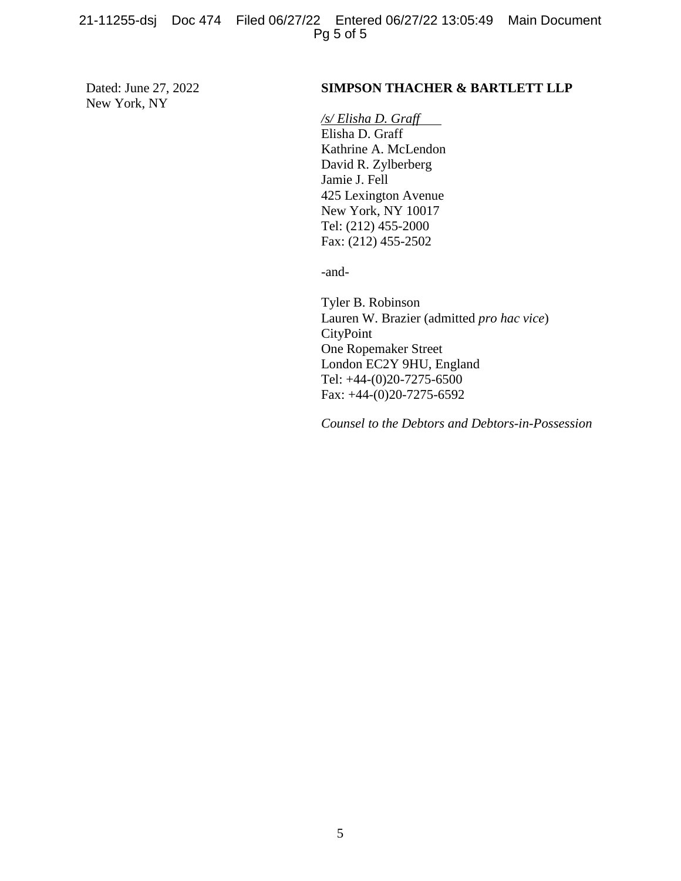Dated: June 27, 2022
New York, NY

**SIMPSON THACHER & BARTLETT LLP**

*/s/ Elisha D. Graff*
Elisha D. Graff
Kathrine A. McLendon
David R. Zylberberg
Jamie J. Fell
425 Lexington Avenue
New York, NY 10017
Tel: (212) 455-2000
Fax: (212) 455-2502

-and-

Tyler B. Robinson
Lauren W. Brazier (admitted *pro hac vice*)
CityPoint
One Ropemaker Street
London EC2Y 9HU, England
Tel: +44-(0)20-7275-6500
Fax: +44-(0)20-7275-6592

*Counsel to the Debtors and Debtors-in-Possession*